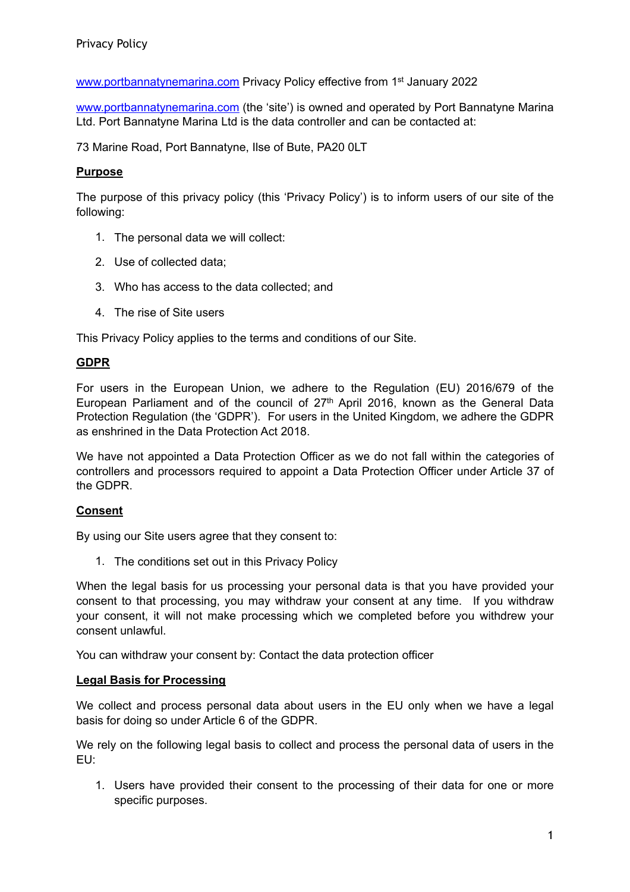Privacy Policy

www.portbannatynemarina.com Privacy Policy effective from 1st January 2022

www.portbannatynemarina.com (the 'site') is owned and operated by Port Bannatyne Marina Ltd. Port Bannatyne Marina Ltd is the data controller and can be contacted at:

73 Marine Road, Port Bannatyne, Ilse of Bute, PA20 0LT

**Purpose**

The purpose of this privacy policy (this 'Privacy Policy') is to inform users of our site of the following:

1. The personal data we will collect:
2. Use of collected data;
3. Who has access to the data collected; and
4. The rise of Site users

This Privacy Policy applies to the terms and conditions of our Site.

**GDPR**

For users in the European Union, we adhere to the Regulation (EU) 2016/679 of the European Parliament and of the council of 27th April 2016, known as the General Data Protection Regulation (the 'GDPR'). For users in the United Kingdom, we adhere the GDPR as enshrined in the Data Protection Act 2018.

We have not appointed a Data Protection Officer as we do not fall within the categories of controllers and processors required to appoint a Data Protection Officer under Article 37 of the GDPR.

**Consent**

By using our Site users agree that they consent to:

1. The conditions set out in this Privacy Policy

When the legal basis for us processing your personal data is that you have provided your consent to that processing, you may withdraw your consent at any time. If you withdraw your consent, it will not make processing which we completed before you withdrew your consent unlawful.

You can withdraw your consent by: Contact the data protection officer

**Legal Basis for Processing**

We collect and process personal data about users in the EU only when we have a legal basis for doing so under Article 6 of the GDPR.

We rely on the following legal basis to collect and process the personal data of users in the EU:

1. Users have provided their consent to the processing of their data for one or more specific purposes.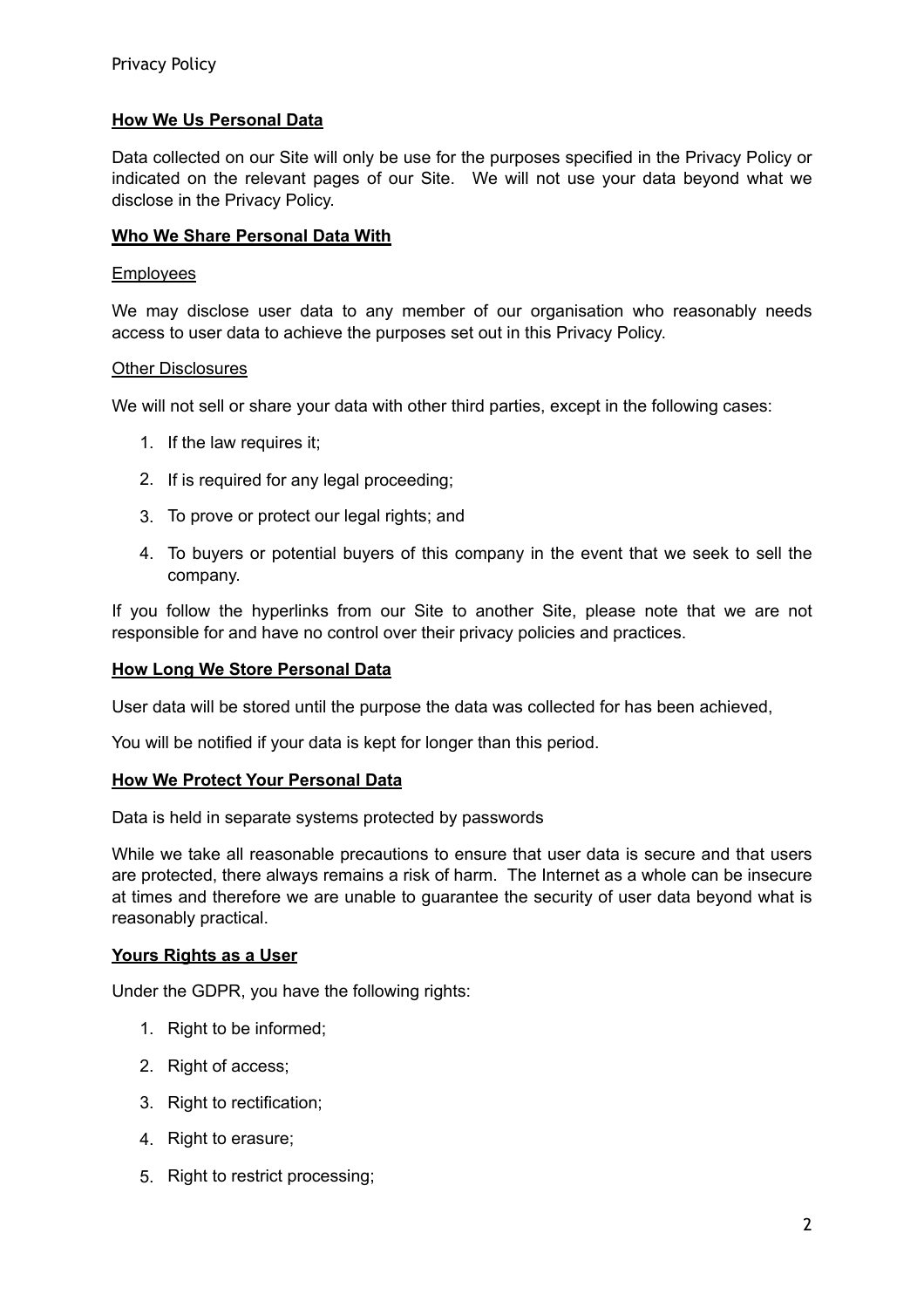## How We Us Personal Data

Data collected on our Site will only be use for the purposes specified in the Privacy Policy or indicated on the relevant pages of our Site. We will not use your data beyond what we disclose in the Privacy Policy.

## Who We Share Personal Data With

Employees

We may disclose user data to any member of our organisation who reasonably needs access to user data to achieve the purposes set out in this Privacy Policy.

Other Disclosures

We will not sell or share your data with other third parties, except in the following cases:

1. If the law requires it;
2. If is required for any legal proceeding;
3. To prove or protect our legal rights; and
4. To buyers or potential buyers of this company in the event that we seek to sell the company.

If you follow the hyperlinks from our Site to another Site, please note that we are not responsible for and have no control over their privacy policies and practices.

## How Long We Store Personal Data

User data will be stored until the purpose the data was collected for has been achieved,

You will be notified if your data is kept for longer than this period.

## How We Protect Your Personal Data

Data is held in separate systems protected by passwords

While we take all reasonable precautions to ensure that user data is secure and that users are protected, there always remains a risk of harm. The Internet as a whole can be insecure at times and therefore we are unable to guarantee the security of user data beyond what is reasonably practical.

## Yours Rights as a User

Under the GDPR, you have the following rights:

1. Right to be informed;
2. Right of access;
3. Right to rectification;
4. Right to erasure;
5. Right to restrict processing;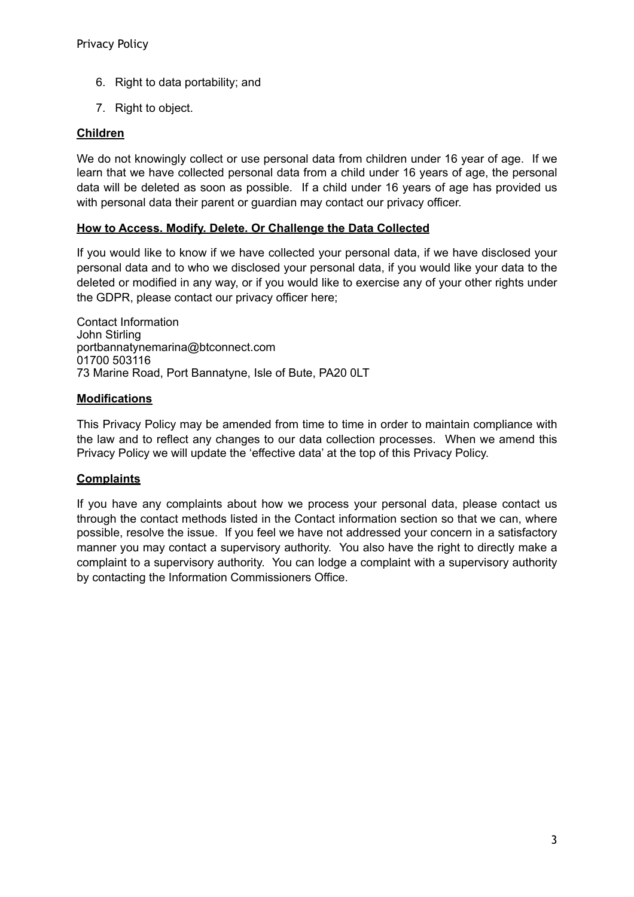6. Right to data portability; and
7. Right to object.

## Children

We do not knowingly collect or use personal data from children under 16 year of age. If we learn that we have collected personal data from a child under 16 years of age, the personal data will be deleted as soon as possible. If a child under 16 years of age has provided us with personal data their parent or guardian may contact our privacy officer.

## How to Access. Modify. Delete. Or Challenge the Data Collected

If you would like to know if we have collected your personal data, if we have disclosed your personal data and to who we disclosed your personal data, if you would like your data to the deleted or modified in any way, or if you would like to exercise any of your other rights under the GDPR, please contact our privacy officer here;

Contact Information  
John Stirling  
portbannatynemarina@btconnect.com  
01700 503116  
73 Marine Road, Port Bannatyne, Isle of Bute, PA20 0LT

## Modifications

This Privacy Policy may be amended from time to time in order to maintain compliance with the law and to reflect any changes to our data collection processes. When we amend this Privacy Policy we will update the 'effective data' at the top of this Privacy Policy.

## Complaints

If you have any complaints about how we process your personal data, please contact us through the contact methods listed in the Contact information section so that we can, where possible, resolve the issue. If you feel we have not addressed your concern in a satisfactory manner you may contact a supervisory authority. You also have the right to directly make a complaint to a supervisory authority. You can lodge a complaint with a supervisory authority by contacting the Information Commissioners Office.